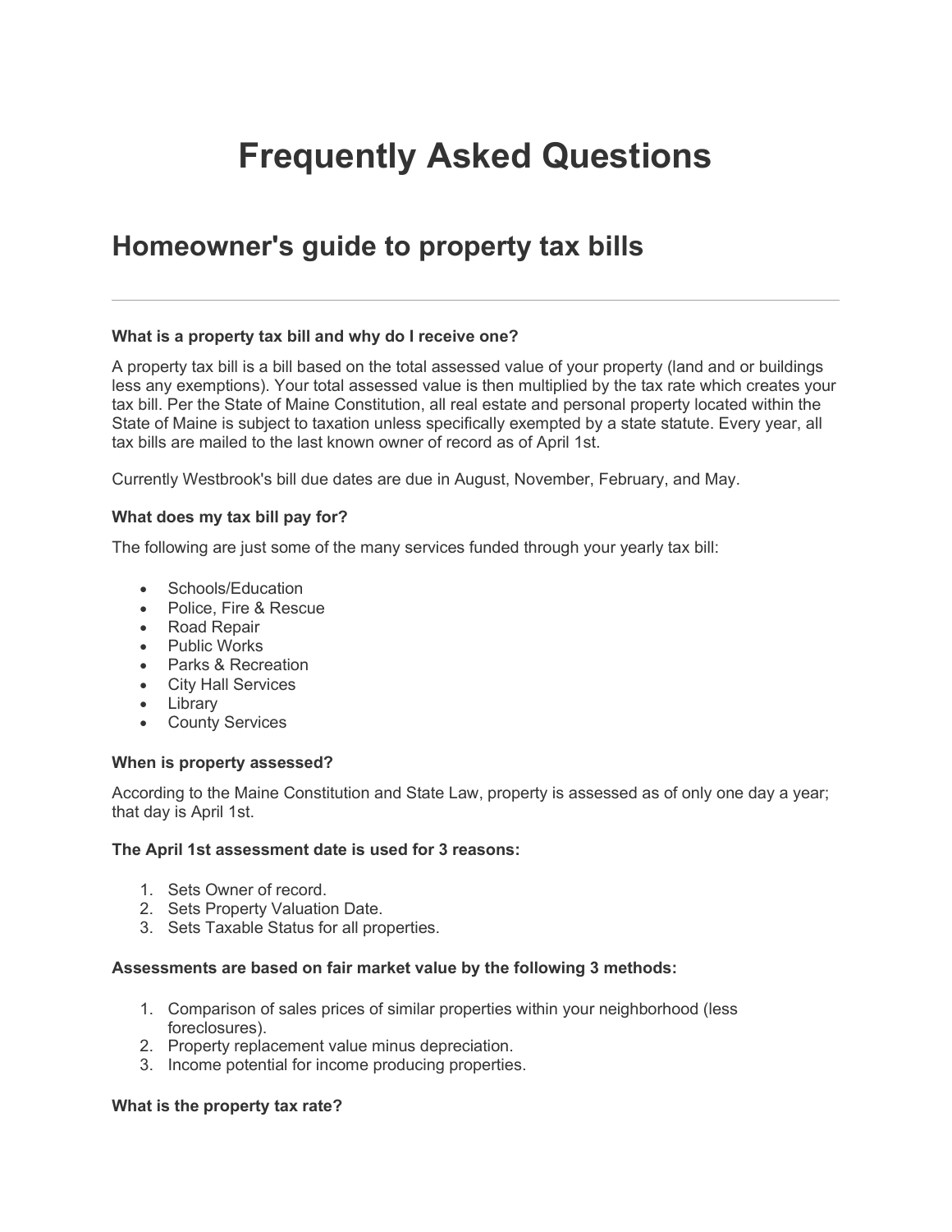# Frequently Asked Questions

## Homeowner's guide to property tax bills

---

**What is a property tax bill and why do I receive one?**

A property tax bill is a bill based on the total assessed value of your property (land and or buildings less any exemptions). Your total assessed value is then multiplied by the tax rate which creates your tax bill. Per the State of Maine Constitution, all real estate and personal property located within the State of Maine is subject to taxation unless specifically exempted by a state statute. Every year, all tax bills are mailed to the last known owner of record as of April 1st.

Currently Westbrook's bill due dates are due in August, November, February, and May.

**What does my tax bill pay for?**

The following are just some of the many services funded through your yearly tax bill:

- Schools/Education
- Police, Fire & Rescue
- Road Repair
- Public Works
- Parks & Recreation
- City Hall Services
- Library
- County Services

**When is property assessed?**

According to the Maine Constitution and State Law, property is assessed as of only one day a year; that day is April 1st.

**The April 1st assessment date is used for 3 reasons:**

1. Sets Owner of record.
2. Sets Property Valuation Date.
3. Sets Taxable Status for all properties.

**Assessments are based on fair market value by the following 3 methods:**

1. Comparison of sales prices of similar properties within your neighborhood (less foreclosures).
2. Property replacement value minus depreciation.
3. Income potential for income producing properties.

**What is the property tax rate?**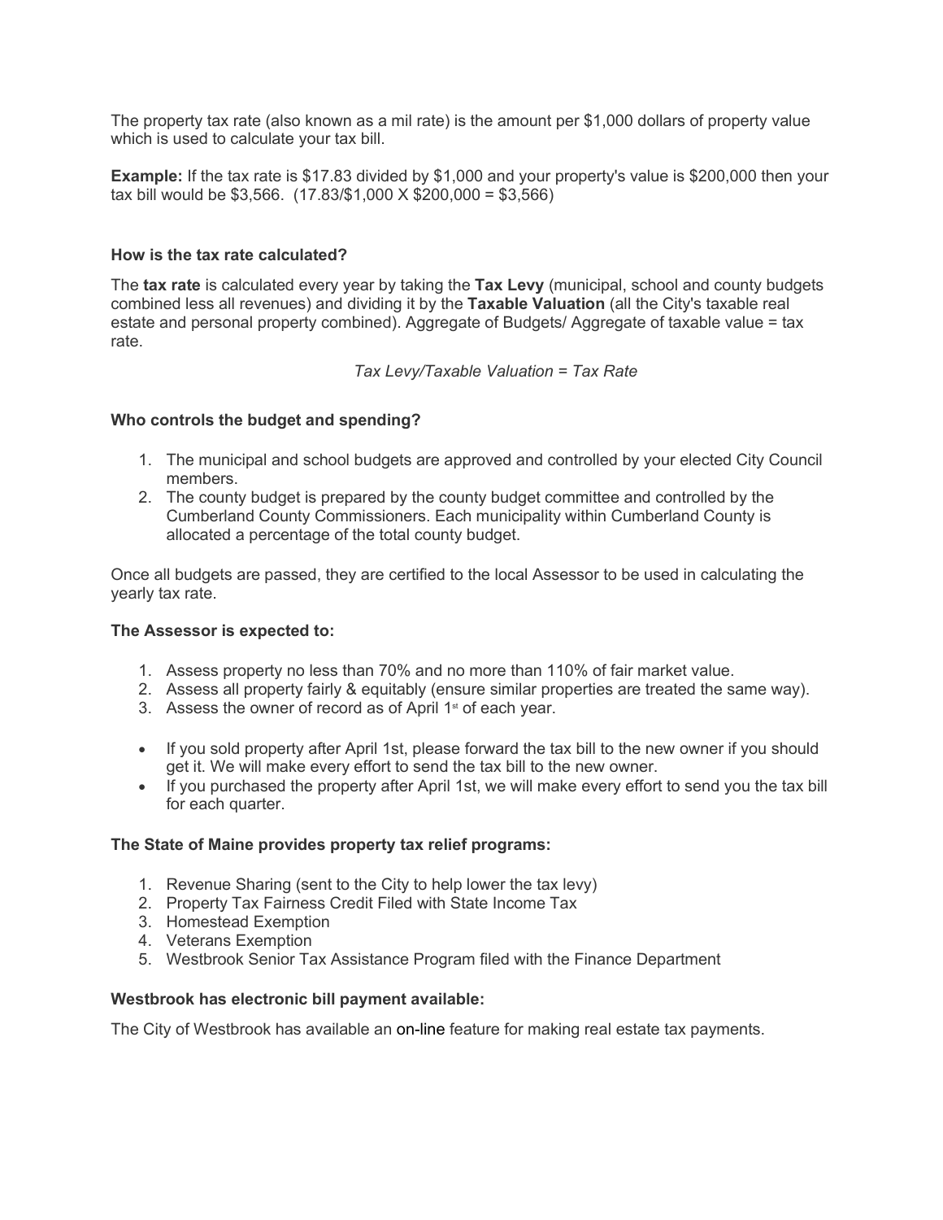The property tax rate (also known as a mil rate) is the amount per $1,000 dollars of property value which is used to calculate your tax bill.

**Example:** If the tax rate is $17.83 divided by $1,000 and your property's value is $200,000 then your tax bill would be $3,566. (17.83/$1,000 X $200,000 = $3,566)

**How is the tax rate calculated?**

The **tax rate** is calculated every year by taking the **Tax Levy** (municipal, school and county budgets combined less all revenues) and dividing it by the **Taxable Valuation** (all the City's taxable real estate and personal property combined). Aggregate of Budgets/ Aggregate of taxable value = tax rate.

*Tax Levy/Taxable Valuation = Tax Rate*

**Who controls the budget and spending?**

1. The municipal and school budgets are approved and controlled by your elected City Council members.
2. The county budget is prepared by the county budget committee and controlled by the Cumberland County Commissioners. Each municipality within Cumberland County is allocated a percentage of the total county budget.

Once all budgets are passed, they are certified to the local Assessor to be used in calculating the yearly tax rate.

**The Assessor is expected to:**

1. Assess property no less than 70% and no more than 110% of fair market value.
2. Assess all property fairly & equitably (ensure similar properties are treated the same way).
3. Assess the owner of record as of April 1st of each year.

- If you sold property after April 1st, please forward the tax bill to the new owner if you should get it. We will make every effort to send the tax bill to the new owner.
- If you purchased the property after April 1st, we will make every effort to send you the tax bill for each quarter.

**The State of Maine provides property tax relief programs:**

1. Revenue Sharing (sent to the City to help lower the tax levy)
2. Property Tax Fairness Credit Filed with State Income Tax
3. Homestead Exemption
4. Veterans Exemption
5. Westbrook Senior Tax Assistance Program filed with the Finance Department

**Westbrook has electronic bill payment available:**

The City of Westbrook has available an on-line feature for making real estate tax payments.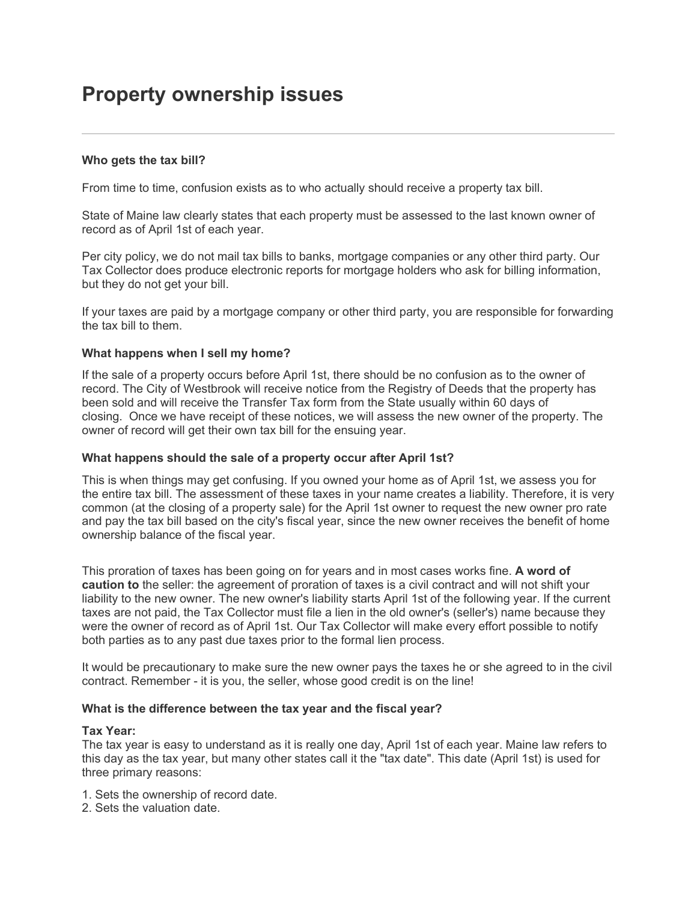# Property ownership issues

---

**Who gets the tax bill?**

From time to time, confusion exists as to who actually should receive a property tax bill.

State of Maine law clearly states that each property must be assessed to the last known owner of record as of April 1st of each year.

Per city policy, we do not mail tax bills to banks, mortgage companies or any other third party. Our Tax Collector does produce electronic reports for mortgage holders who ask for billing information, but they do not get your bill.

If your taxes are paid by a mortgage company or other third party, you are responsible for forwarding the tax bill to them.

**What happens when I sell my home?**

If the sale of a property occurs before April 1st, there should be no confusion as to the owner of record. The City of Westbrook will receive notice from the Registry of Deeds that the property has been sold and will receive the Transfer Tax form from the State usually within 60 days of closing. Once we have receipt of these notices, we will assess the new owner of the property. The owner of record will get their own tax bill for the ensuing year.

**What happens should the sale of a property occur after April 1st?**

This is when things may get confusing. If you owned your home as of April 1st, we assess you for the entire tax bill. The assessment of these taxes in your name creates a liability. Therefore, it is very common (at the closing of a property sale) for the April 1st owner to request the new owner pro rate and pay the tax bill based on the city's fiscal year, since the new owner receives the benefit of home ownership balance of the fiscal year.

This proration of taxes has been going on for years and in most cases works fine. **A word of caution to** the seller: the agreement of proration of taxes is a civil contract and will not shift your liability to the new owner. The new owner's liability starts April 1st of the following year. If the current taxes are not paid, the Tax Collector must file a lien in the old owner's (seller's) name because they were the owner of record as of April 1st. Our Tax Collector will make every effort possible to notify both parties as to any past due taxes prior to the formal lien process.

It would be precautionary to make sure the new owner pays the taxes he or she agreed to in the civil contract. Remember - it is you, the seller, whose good credit is on the line!

**What is the difference between the tax year and the fiscal year?**

**Tax Year:**
The tax year is easy to understand as it is really one day, April 1st of each year. Maine law refers to this day as the tax year, but many other states call it the "tax date". This date (April 1st) is used for three primary reasons:

1. Sets the ownership of record date.
2. Sets the valuation date.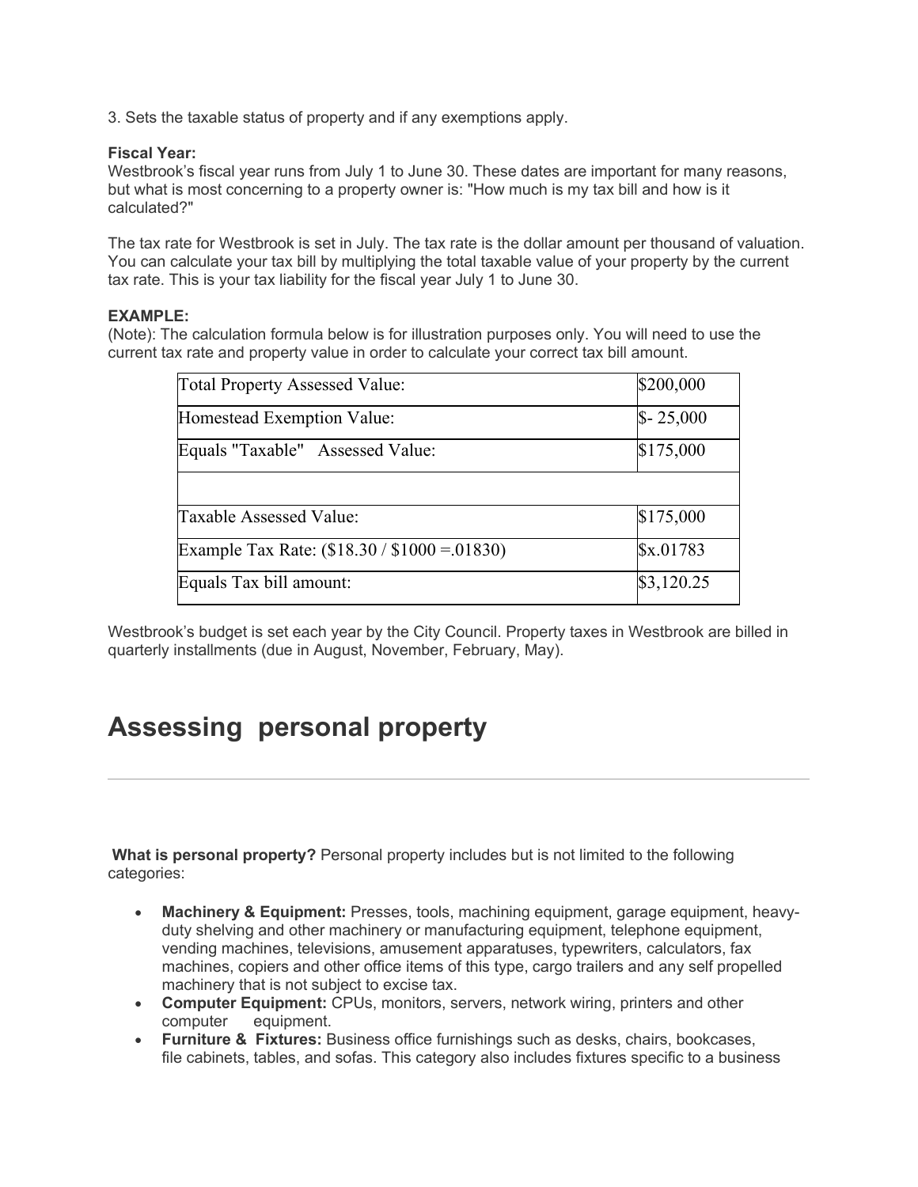3. Sets the taxable status of property and if any exemptions apply.

**Fiscal Year:**
Westbrook's fiscal year runs from July 1 to June 30. These dates are important for many reasons, but what is most concerning to a property owner is: "How much is my tax bill and how is it calculated?"

The tax rate for Westbrook is set in July. The tax rate is the dollar amount per thousand of valuation. You can calculate your tax bill by multiplying the total taxable value of your property by the current tax rate. This is your tax liability for the fiscal year July 1 to June 30.

**EXAMPLE:**
(Note): The calculation formula below is for illustration purposes only. You will need to use the current tax rate and property value in order to calculate your correct tax bill amount.

| | |
|---|---|
| Total Property Assessed Value: | $200,000 |
| Homestead Exemption Value: | $- 25,000 |
| Equals "Taxable" Assessed Value: | $175,000 |
| | |
| Taxable Assessed Value: | $175,000 |
| Example Tax Rate: ($18.30 / $1000 =.01830) | $x.01783 |
| Equals Tax bill amount: | $3,120.25 |

Westbrook's budget is set each year by the City Council. Property taxes in Westbrook are billed in quarterly installments (due in August, November, February, May).

# Assessing personal property

---

**What is personal property?** Personal property includes but is not limited to the following categories:

- **Machinery & Equipment:** Presses, tools, machining equipment, garage equipment, heavy-duty shelving and other machinery or manufacturing equipment, telephone equipment, vending machines, televisions, amusement apparatuses, typewriters, calculators, fax machines, copiers and other office items of this type, cargo trailers and any self propelled machinery that is not subject to excise tax.
- **Computer Equipment:** CPUs, monitors, servers, network wiring, printers and other computer equipment.
- **Furniture & Fixtures:** Business office furnishings such as desks, chairs, bookcases, file cabinets, tables, and sofas. This category also includes fixtures specific to a business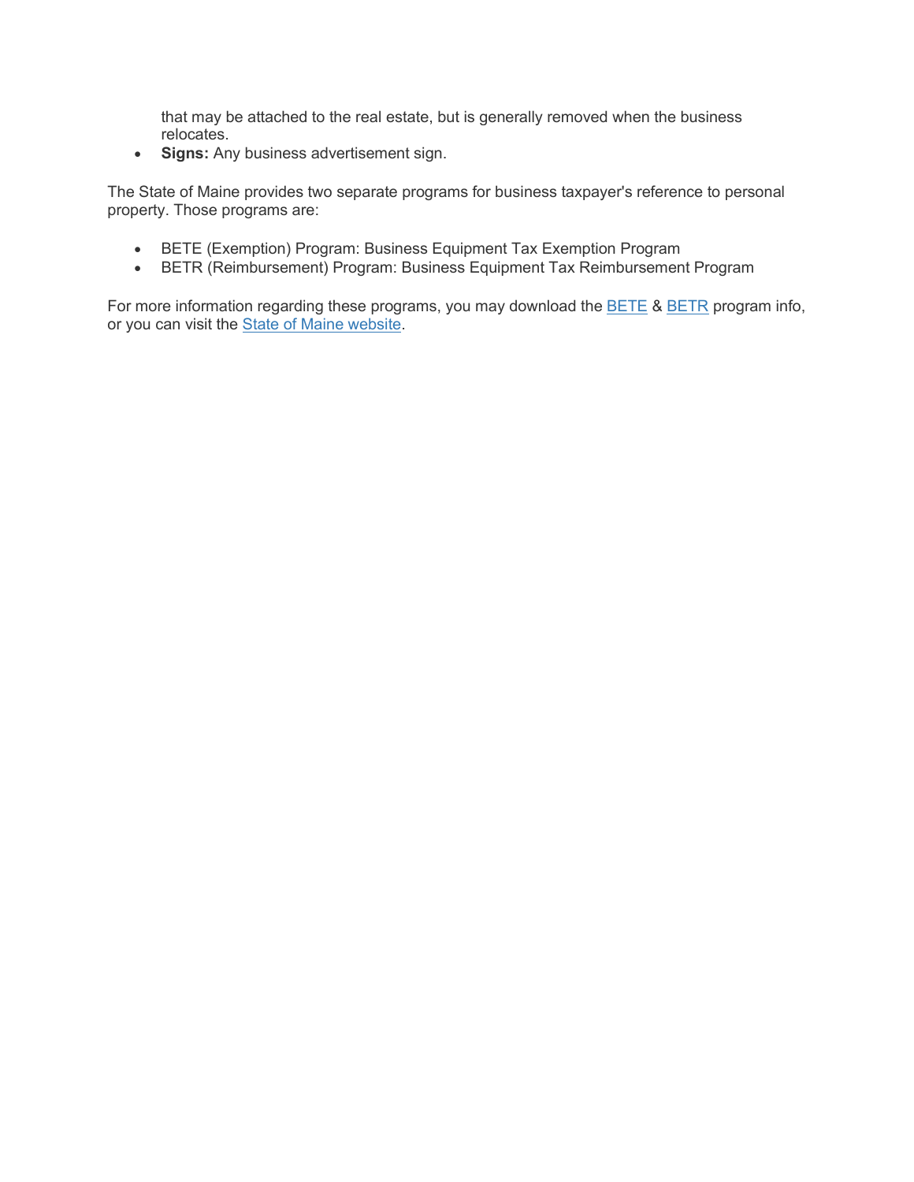that may be attached to the real estate, but is generally removed when the business relocates.
- **Signs:** Any business advertisement sign.

The State of Maine provides two separate programs for business taxpayer's reference to personal property. Those programs are:

- BETE (Exemption) Program: Business Equipment Tax Exemption Program
- BETR (Reimbursement) Program: Business Equipment Tax Reimbursement Program

For more information regarding these programs, you may download the BETE & BETR program info, or you can visit the State of Maine website.